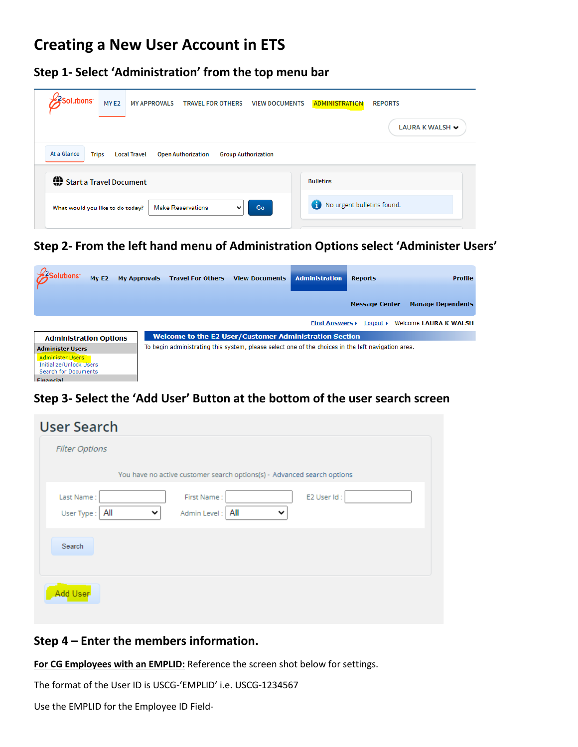# Creating a New User Account in ETS

## Step 1- Select 'Administration' from the top menu bar

## Step 2- From the left hand menu of Administration Options select 'Administer Users'

## Step 3- Select the 'Add User' Button at the bottom of the user search screen

## Step 4 – Enter the members information.

**<u>For CG Employees with an EMPLID:</u>** Reference the screen shot below for settings.

The format of the User ID is USCG-'EMPLID' i.e. USCG-1234567

Use the EMPLID for the Employee ID Field-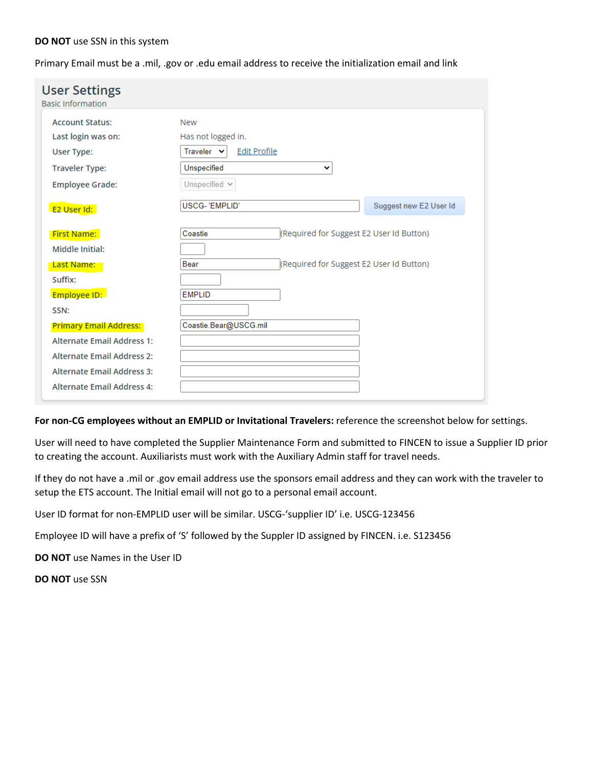**DO NOT** use SSN in this system

Primary Email must be a .mil, .gov or .edu email address to receive the initialization email and link

## User Settings

Basic Information

| Field | Value |
| --- | --- |
| Account Status: | New |
| Last login was on: | Has not logged in. |
| User Type: | Traveler — Edit Profile |
| Traveler Type: | Unspecified |
| Employee Grade: | Unspecified |
| E2 User Id: | USCG- 'EMPLID' — Suggest new E2 User Id |
| First Name: | Coastie (Required for Suggest E2 User Id Button) |
| Middle Initial: | |
| Last Name: | Bear (Required for Suggest E2 User Id Button) |
| Suffix: | |
| Employee ID: | EMPLID |
| SSN: | |
| Primary Email Address: | Coastie.Bear@USCG.mil |
| Alternate Email Address 1: | |
| Alternate Email Address 2: | |
| Alternate Email Address 3: | |
| Alternate Email Address 4: | |

**For non-CG employees without an EMPLID or Invitational Travelers:** reference the screenshot below for settings.

User will need to have completed the Supplier Maintenance Form and submitted to FINCEN to issue a Supplier ID prior to creating the account. Auxiliarists must work with the Auxiliary Admin staff for travel needs.

If they do not have a .mil or .gov email address use the sponsors email address and they can work with the traveler to setup the ETS account. The Initial email will not go to a personal email account.

User ID format for non-EMPLID user will be similar. USCG-'supplier ID' i.e. USCG-123456

Employee ID will have a prefix of 'S' followed by the Suppler ID assigned by FINCEN. i.e. S123456

**DO NOT** use Names in the User ID

**DO NOT** use SSN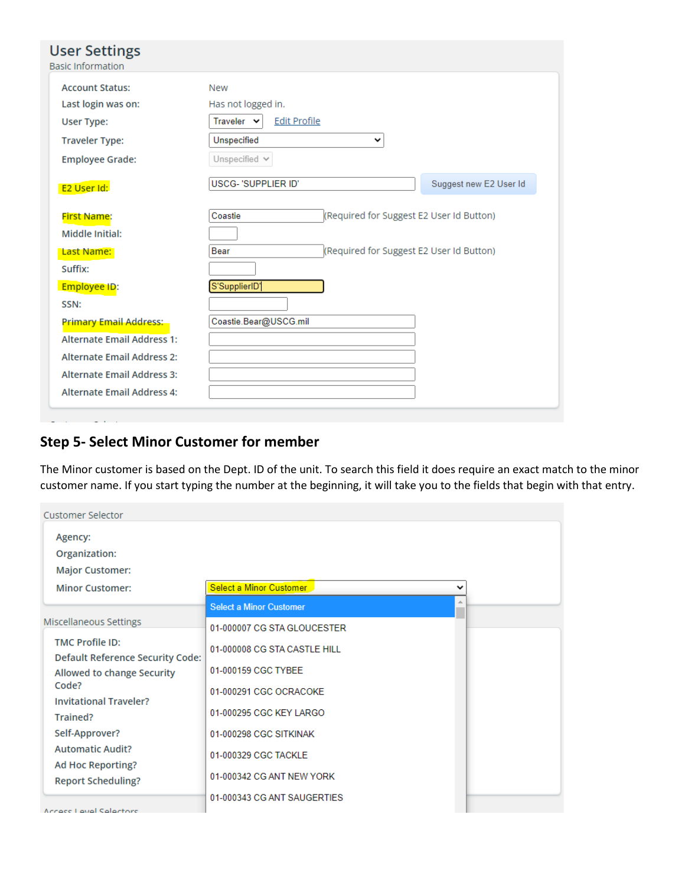## User Settings

Basic Information

| | |
|---|---|
| Account Status: | New |
| Last login was on: | Has not logged in. |
| User Type: | Traveler Edit Profile |
| Traveler Type: | Unspecified |
| Employee Grade: | Unspecified |
| E2 User Id: | USCG- 'SUPPLIER ID' Suggest new E2 User Id |
| First Name: | Coastie (Required for Suggest E2 User Id Button) |
| Middle Initial: | |
| Last Name: | Bear (Required for Suggest E2 User Id Button) |
| Suffix: | |
| Employee ID: | S'SupplierID' |
| SSN: | |
| Primary Email Address: | Coastie.Bear@USCG.mil |
| Alternate Email Address 1: | |
| Alternate Email Address 2: | |
| Alternate Email Address 3: | |
| Alternate Email Address 4: | |

## Step 5- Select Minor Customer for member

The Minor customer is based on the Dept. ID of the unit. To search this field it does require an exact match to the minor customer name. If you start typing the number at the beginning, it will take you to the fields that begin with that entry.

Customer Selector

- Agency:
- Organization:
- Major Customer:
- Minor Customer: Select a Minor Customer

Select a Minor Customer
- 01-000007 CG STA GLOUCESTER
- 01-000008 CG STA CASTLE HILL
- 01-000159 CGC TYBEE
- 01-000291 CGC OCRACOKE
- 01-000295 CGC KEY LARGO
- 01-000298 CGC SITKINAK
- 01-000329 CGC TACKLE
- 01-000342 CG ANT NEW YORK
- 01-000343 CG ANT SAUGERTIES

Miscellaneous Settings

- TMC Profile ID:
- Default Reference Security Code:
- Allowed to change Security Code?
- Invitational Traveler?
- Trained?
- Self-Approver?
- Automatic Audit?
- Ad Hoc Reporting?
- Report Scheduling?

Access Level Selectors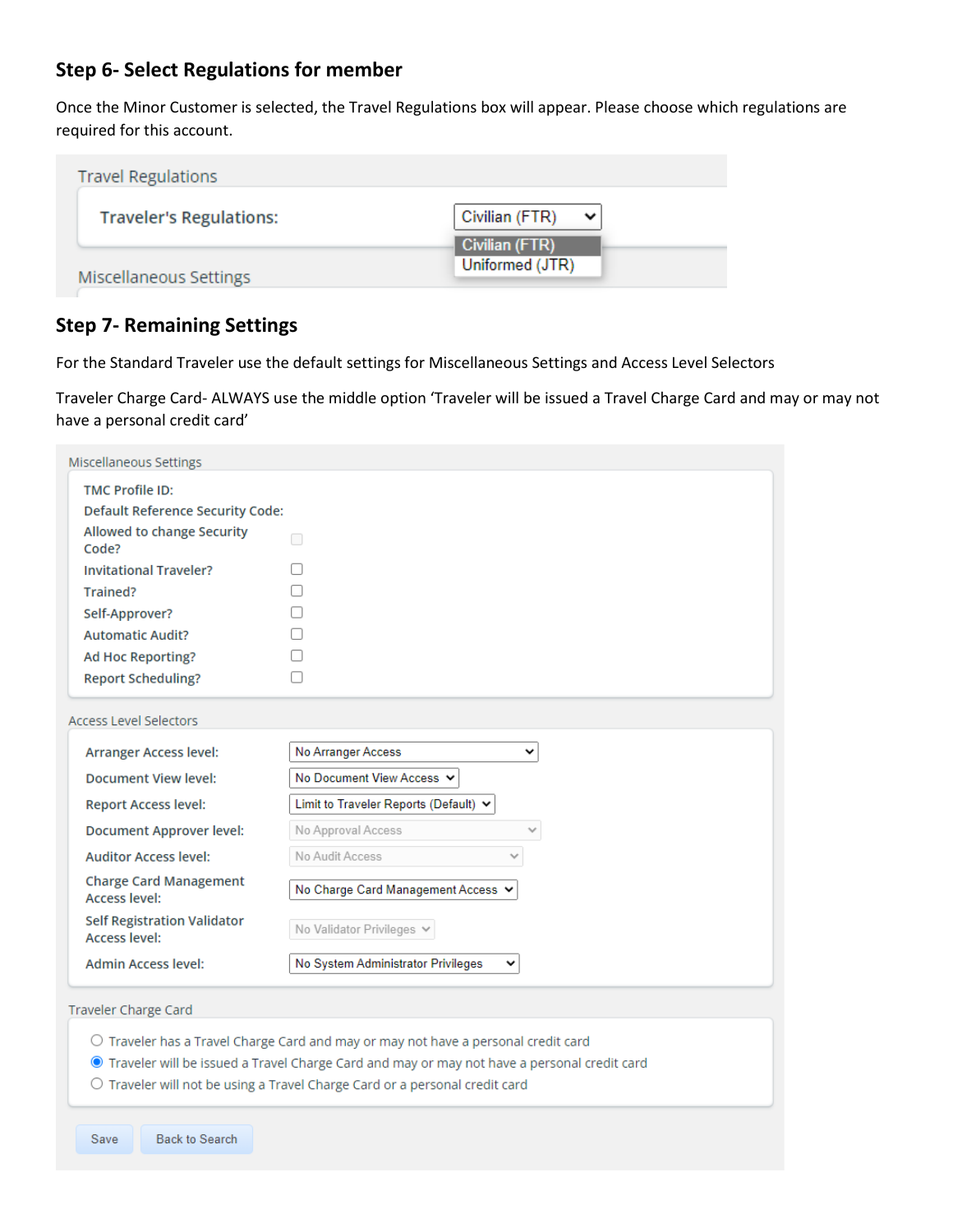## Step 6- Select Regulations for member

Once the Minor Customer is selected, the Travel Regulations box will appear. Please choose which regulations are required for this account.

Travel Regulations

Traveler's Regulations: Civilian (FTR)

- Civilian (FTR)
- Uniformed (JTR)

Miscellaneous Settings

## Step 7- Remaining Settings

For the Standard Traveler use the default settings for Miscellaneous Settings and Access Level Selectors

Traveler Charge Card- ALWAYS use the middle option 'Traveler will be issued a Travel Charge Card and may or may not have a personal credit card'

Miscellaneous Settings

- TMC Profile ID:
- Default Reference Security Code:
- Allowed to change Security Code? ☐
- Invitational Traveler? ☐
- Trained? ☐
- Self-Approver? ☐
- Automatic Audit? ☐
- Ad Hoc Reporting? ☐
- Report Scheduling? ☐

Access Level Selectors

| | |
|---|---|
| Arranger Access level: | No Arranger Access |
| Document View level: | No Document View Access |
| Report Access level: | Limit to Traveler Reports (Default) |
| Document Approver level: | No Approval Access |
| Auditor Access level: | No Audit Access |
| Charge Card Management Access level: | No Charge Card Management Access |
| Self Registration Validator Access level: | No Validator Privileges |
| Admin Access level: | No System Administrator Privileges |

Traveler Charge Card

- ○ Traveler has a Travel Charge Card and may or may not have a personal credit card
- ● Traveler will be issued a Travel Charge Card and may or may not have a personal credit card
- ○ Traveler will not be using a Travel Charge Card or a personal credit card

Save | Back to Search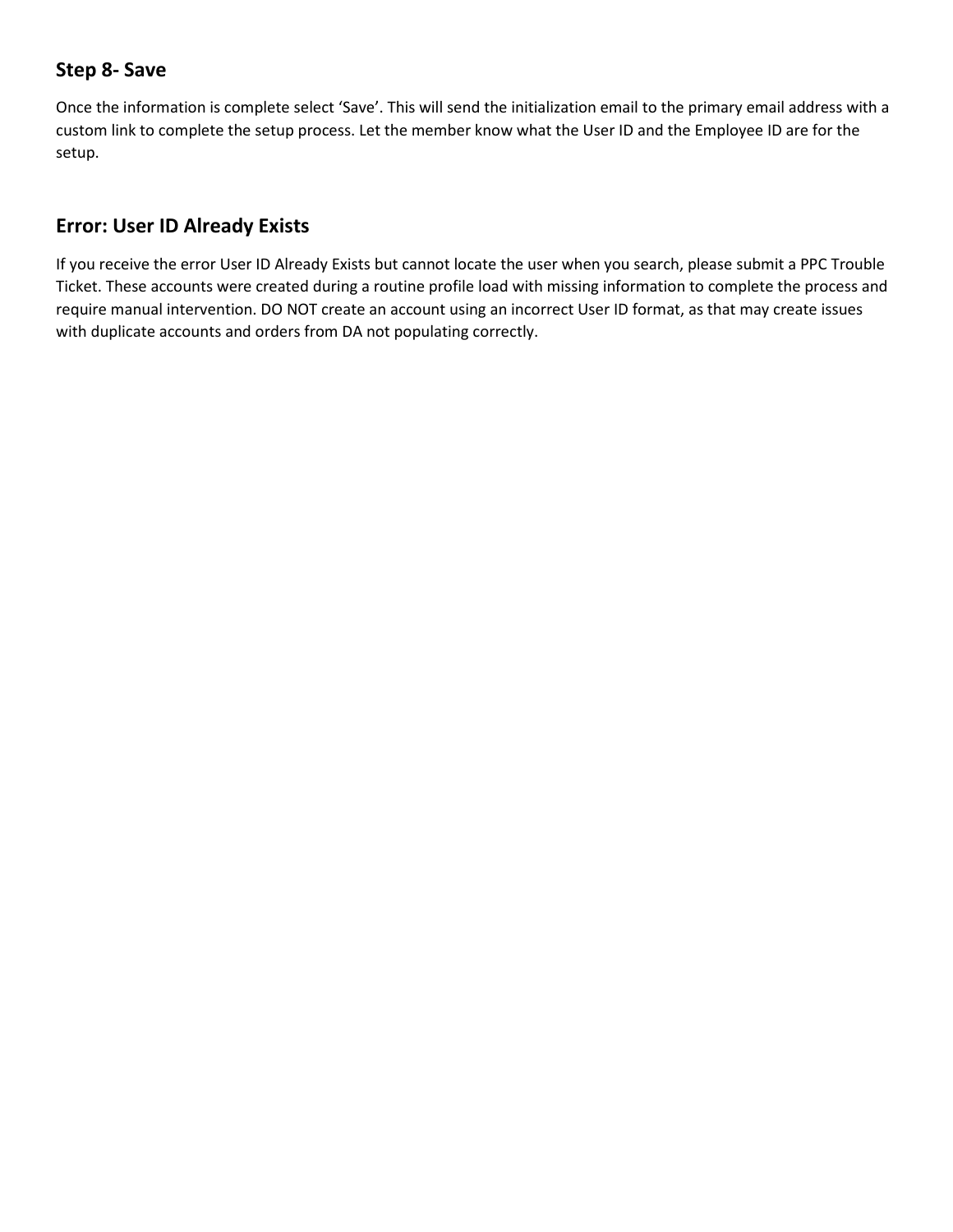## Step 8- Save

Once the information is complete select 'Save'. This will send the initialization email to the primary email address with a custom link to complete the setup process. Let the member know what the User ID and the Employee ID are for the setup.

## Error: User ID Already Exists

If you receive the error User ID Already Exists but cannot locate the user when you search, please submit a PPC Trouble Ticket. These accounts were created during a routine profile load with missing information to complete the process and require manual intervention. DO NOT create an account using an incorrect User ID format, as that may create issues with duplicate accounts and orders from DA not populating correctly.